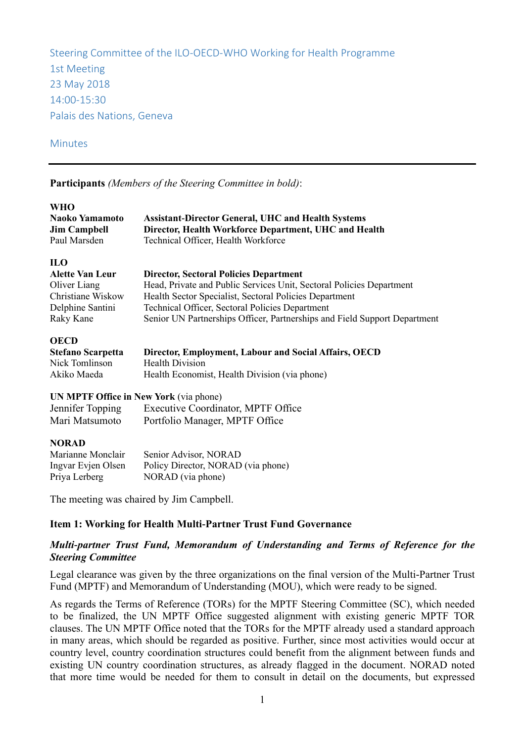Steering Committee of the ILO-OECD-WHO Working for Health Programme
1st Meeting
23 May 2018
14:00-15:30
Palais des Nations, Geneva

Minutes

---

**Participants** *(Members of the Steering Committee in bold)*:

**WHO**

| | |
|---|---|
| **Naoko Yamamoto** | **Assistant-Director General, UHC and Health Systems** |
| **Jim Campbell** | **Director, Health Workforce Department, UHC and Health** |
| Paul Marsden | Technical Officer, Health Workforce |

**ILO**

| | |
|---|---|
| **Alette Van Leur** | **Director, Sectoral Policies Department** |
| Oliver Liang | Head, Private and Public Services Unit, Sectoral Policies Department |
| Christiane Wiskow | Health Sector Specialist, Sectoral Policies Department |
| Delphine Santini | Technical Officer, Sectoral Policies Department |
| Raky Kane | Senior UN Partnerships Officer, Partnerships and Field Support Department |

**OECD**

| | |
|---|---|
| **Stefano Scarpetta** | **Director, Employment, Labour and Social Affairs, OECD** |
| Nick Tomlinson | Health Division |
| Akiko Maeda | Health Economist, Health Division (via phone) |

**UN MPTF Office in New York** (via phone)

| | |
|---|---|
| Jennifer Topping | Executive Coordinator, MPTF Office |
| Mari Matsumoto | Portfolio Manager, MPTF Office |

**NORAD**

| | |
|---|---|
| Marianne Monclair | Senior Advisor, NORAD |
| Ingvar Evjen Olsen | Policy Director, NORAD (via phone) |
| Priya Lerberg | NORAD (via phone) |

The meeting was chaired by Jim Campbell.

## Item 1: Working for Health Multi-Partner Trust Fund Governance

### *Multi-partner Trust Fund, Memorandum of Understanding and Terms of Reference for the Steering Committee*

Legal clearance was given by the three organizations on the final version of the Multi-Partner Trust Fund (MPTF) and Memorandum of Understanding (MOU), which were ready to be signed.

As regards the Terms of Reference (TORs) for the MPTF Steering Committee (SC), which needed to be finalized, the UN MPTF Office suggested alignment with existing generic MPTF TOR clauses. The UN MPTF Office noted that the TORs for the MPTF already used a standard approach in many areas, which should be regarded as positive. Further, since most activities would occur at country level, country coordination structures could benefit from the alignment between funds and existing UN country coordination structures, as already flagged in the document. NORAD noted that more time would be needed for them to consult in detail on the documents, but expressed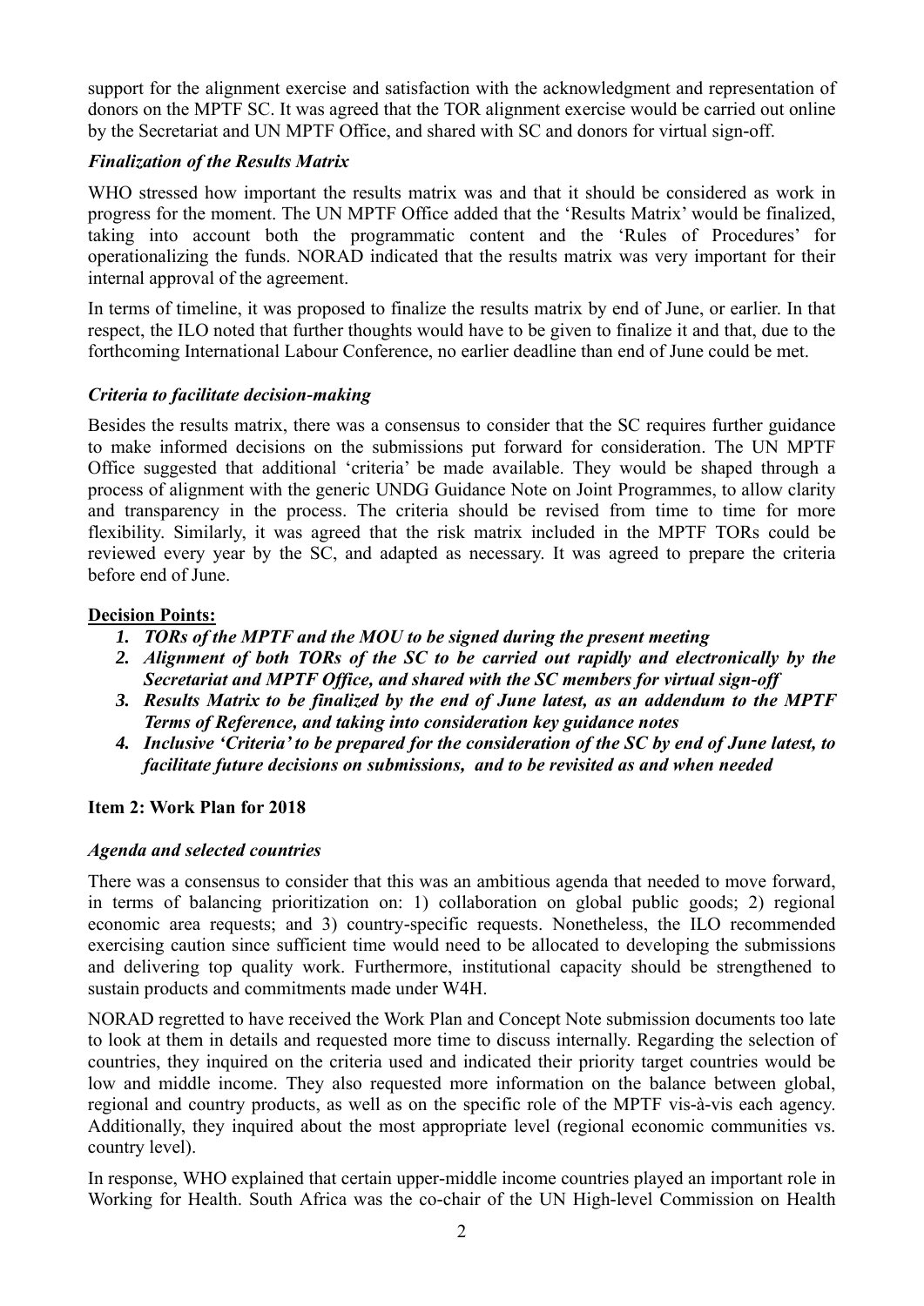support for the alignment exercise and satisfaction with the acknowledgment and representation of donors on the MPTF SC. It was agreed that the TOR alignment exercise would be carried out online by the Secretariat and UN MPTF Office, and shared with SC and donors for virtual sign-off.

### *Finalization of the Results Matrix*

WHO stressed how important the results matrix was and that it should be considered as work in progress for the moment. The UN MPTF Office added that the 'Results Matrix' would be finalized, taking into account both the programmatic content and the 'Rules of Procedures' for operationalizing the funds. NORAD indicated that the results matrix was very important for their internal approval of the agreement.

In terms of timeline, it was proposed to finalize the results matrix by end of June, or earlier. In that respect, the ILO noted that further thoughts would have to be given to finalize it and that, due to the forthcoming International Labour Conference, no earlier deadline than end of June could be met.

### *Criteria to facilitate decision-making*

Besides the results matrix, there was a consensus to consider that the SC requires further guidance to make informed decisions on the submissions put forward for consideration. The UN MPTF Office suggested that additional 'criteria' be made available. They would be shaped through a process of alignment with the generic UNDG Guidance Note on Joint Programmes, to allow clarity and transparency in the process. The criteria should be revised from time to time for more flexibility. Similarly, it was agreed that the risk matrix included in the MPTF TORs could be reviewed every year by the SC, and adapted as necessary. It was agreed to prepare the criteria before end of June.

**Decision Points:**

1. ***TORs of the MPTF and the MOU to be signed during the present meeting***
2. ***Alignment of both TORs of the SC to be carried out rapidly and electronically by the Secretariat and MPTF Office, and shared with the SC members for virtual sign-off***
3. ***Results Matrix to be finalized by the end of June latest, as an addendum to the MPTF Terms of Reference, and taking into consideration key guidance notes***
4. ***Inclusive 'Criteria' to be prepared for the consideration of the SC by end of June latest, to facilitate future decisions on submissions, and to be revisited as and when needed***

## Item 2: Work Plan for 2018

### *Agenda and selected countries*

There was a consensus to consider that this was an ambitious agenda that needed to move forward, in terms of balancing prioritization on: 1) collaboration on global public goods; 2) regional economic area requests; and 3) country-specific requests. Nonetheless, the ILO recommended exercising caution since sufficient time would need to be allocated to developing the submissions and delivering top quality work. Furthermore, institutional capacity should be strengthened to sustain products and commitments made under W4H.

NORAD regretted to have received the Work Plan and Concept Note submission documents too late to look at them in details and requested more time to discuss internally. Regarding the selection of countries, they inquired on the criteria used and indicated their priority target countries would be low and middle income. They also requested more information on the balance between global, regional and country products, as well as on the specific role of the MPTF vis-à-vis each agency. Additionally, they inquired about the most appropriate level (regional economic communities vs. country level).

In response, WHO explained that certain upper-middle income countries played an important role in Working for Health. South Africa was the co-chair of the UN High-level Commission on Health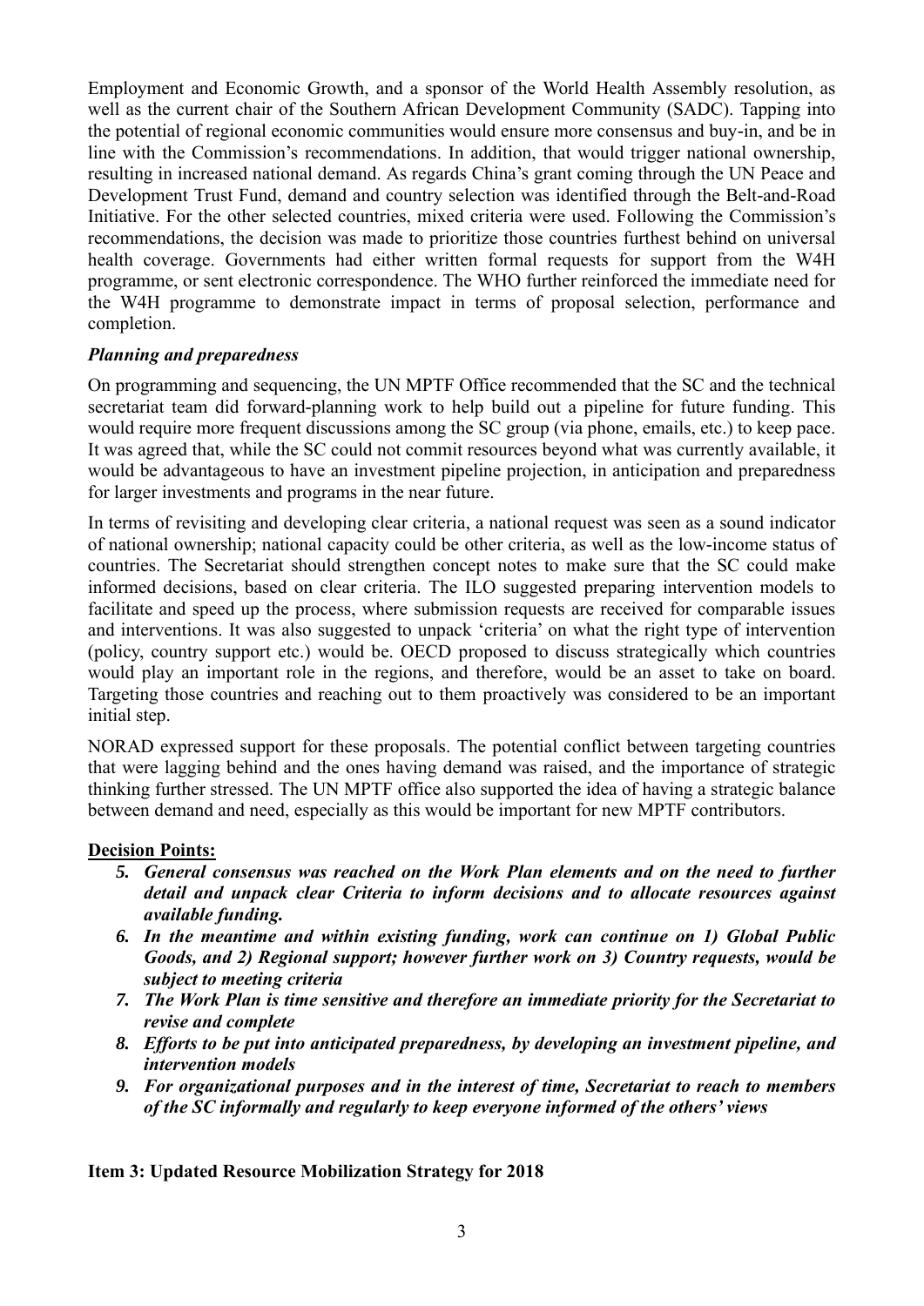Employment and Economic Growth, and a sponsor of the World Health Assembly resolution, as well as the current chair of the Southern African Development Community (SADC). Tapping into the potential of regional economic communities would ensure more consensus and buy-in, and be in line with the Commission's recommendations. In addition, that would trigger national ownership, resulting in increased national demand. As regards China's grant coming through the UN Peace and Development Trust Fund, demand and country selection was identified through the Belt-and-Road Initiative. For the other selected countries, mixed criteria were used. Following the Commission's recommendations, the decision was made to prioritize those countries furthest behind on universal health coverage. Governments had either written formal requests for support from the W4H programme, or sent electronic correspondence. The WHO further reinforced the immediate need for the W4H programme to demonstrate impact in terms of proposal selection, performance and completion.

***Planning and preparedness***

On programming and sequencing, the UN MPTF Office recommended that the SC and the technical secretariat team did forward-planning work to help build out a pipeline for future funding. This would require more frequent discussions among the SC group (via phone, emails, etc.) to keep pace. It was agreed that, while the SC could not commit resources beyond what was currently available, it would be advantageous to have an investment pipeline projection, in anticipation and preparedness for larger investments and programs in the near future.

In terms of revisiting and developing clear criteria, a national request was seen as a sound indicator of national ownership; national capacity could be other criteria, as well as the low-income status of countries. The Secretariat should strengthen concept notes to make sure that the SC could make informed decisions, based on clear criteria. The ILO suggested preparing intervention models to facilitate and speed up the process, where submission requests are received for comparable issues and interventions. It was also suggested to unpack 'criteria' on what the right type of intervention (policy, country support etc.) would be. OECD proposed to discuss strategically which countries would play an important role in the regions, and therefore, would be an asset to take on board. Targeting those countries and reaching out to them proactively was considered to be an important initial step.

NORAD expressed support for these proposals. The potential conflict between targeting countries that were lagging behind and the ones having demand was raised, and the importance of strategic thinking further stressed. The UN MPTF office also supported the idea of having a strategic balance between demand and need, especially as this would be important for new MPTF contributors.

**Decision Points:**

5. ***General consensus was reached on the Work Plan elements and on the need to further detail and unpack clear Criteria to inform decisions and to allocate resources against available funding.***
6. ***In the meantime and within existing funding, work can continue on 1) Global Public Goods, and 2) Regional support; however further work on 3) Country requests, would be subject to meeting criteria***
7. ***The Work Plan is time sensitive and therefore an immediate priority for the Secretariat to revise and complete***
8. ***Efforts to be put into anticipated preparedness, by developing an investment pipeline, and intervention models***
9. ***For organizational purposes and in the interest of time, Secretariat to reach to members of the SC informally and regularly to keep everyone informed of the others' views***

**Item 3: Updated Resource Mobilization Strategy for 2018**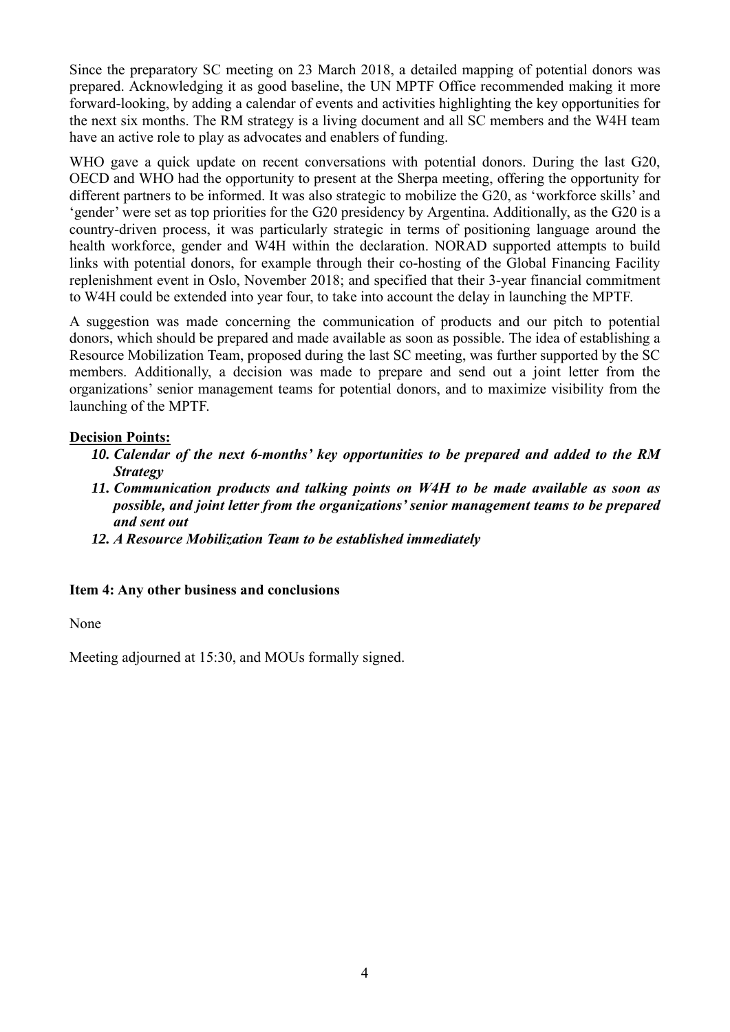Since the preparatory SC meeting on 23 March 2018, a detailed mapping of potential donors was prepared. Acknowledging it as good baseline, the UN MPTF Office recommended making it more forward-looking, by adding a calendar of events and activities highlighting the key opportunities for the next six months. The RM strategy is a living document and all SC members and the W4H team have an active role to play as advocates and enablers of funding.

WHO gave a quick update on recent conversations with potential donors. During the last G20, OECD and WHO had the opportunity to present at the Sherpa meeting, offering the opportunity for different partners to be informed. It was also strategic to mobilize the G20, as 'workforce skills' and 'gender' were set as top priorities for the G20 presidency by Argentina. Additionally, as the G20 is a country-driven process, it was particularly strategic in terms of positioning language around the health workforce, gender and W4H within the declaration. NORAD supported attempts to build links with potential donors, for example through their co-hosting of the Global Financing Facility replenishment event in Oslo, November 2018; and specified that their 3-year financial commitment to W4H could be extended into year four, to take into account the delay in launching the MPTF.

A suggestion was made concerning the communication of products and our pitch to potential donors, which should be prepared and made available as soon as possible. The idea of establishing a Resource Mobilization Team, proposed during the last SC meeting, was further supported by the SC members. Additionally, a decision was made to prepare and send out a joint letter from the organizations' senior management teams for potential donors, and to maximize visibility from the launching of the MPTF.

**Decision Points:**

10. ***Calendar of the next 6-months' key opportunities to be prepared and added to the RM Strategy***
11. ***Communication products and talking points on W4H to be made available as soon as possible, and joint letter from the organizations' senior management teams to be prepared and sent out***
12. ***A Resource Mobilization Team to be established immediately***

**Item 4: Any other business and conclusions**

None

Meeting adjourned at 15:30, and MOUs formally signed.